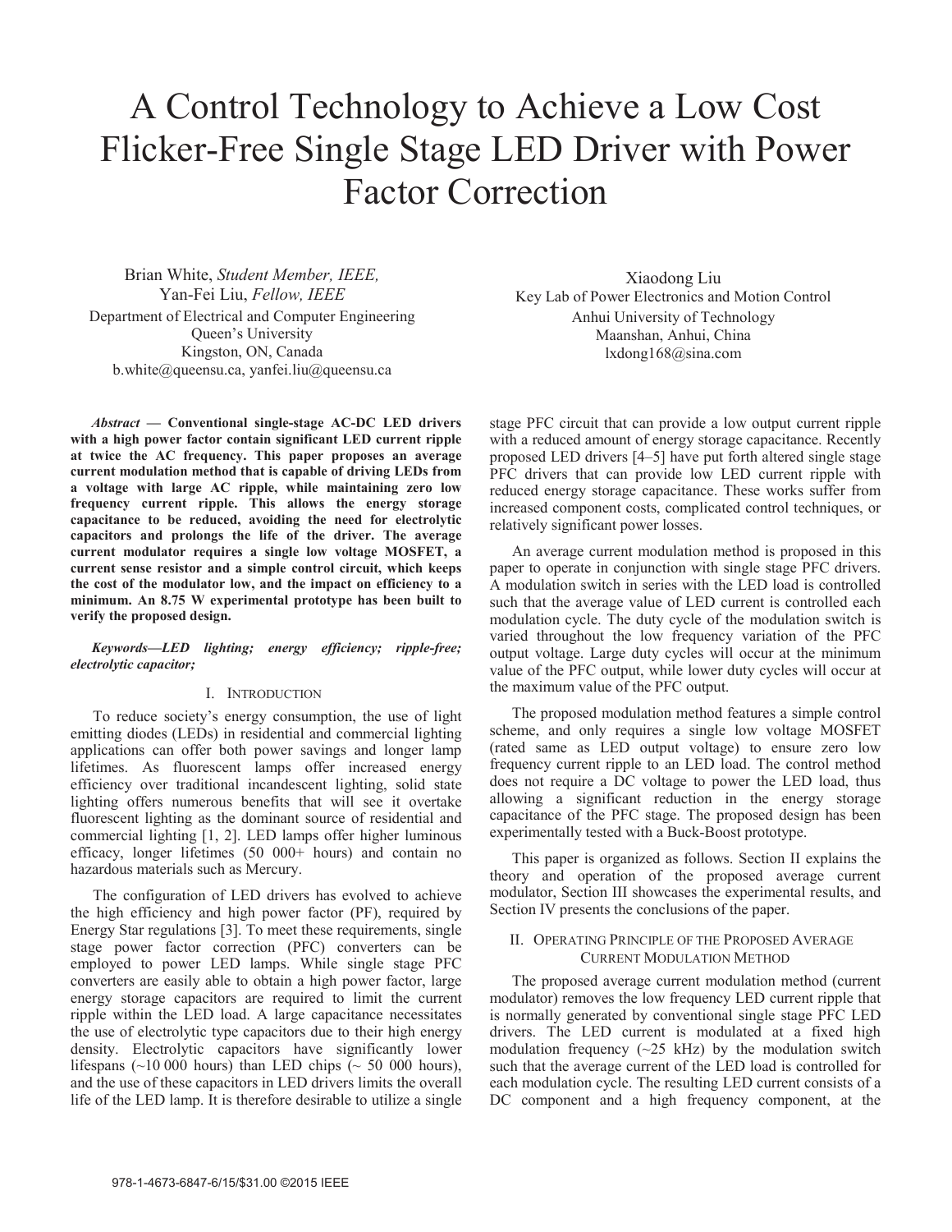# A Control Technology to Achieve a Low Cost Flicker-Free Single Stage LED Driver with Power Factor Correction

Brian White, *Student Member, IEEE,*
Yan-Fei Liu, *Fellow, IEEE*
Department of Electrical and Computer Engineering
Queen's University
Kingston, ON, Canada
b.white@queensu.ca, yanfei.liu@queensu.ca

Xiaodong Liu
Key Lab of Power Electronics and Motion Control
Anhui University of Technology
Maanshan, Anhui, China
lxdong168@sina.com

***Abstract* — Conventional single-stage AC-DC LED drivers with a high power factor contain significant LED current ripple at twice the AC frequency. This paper proposes an average current modulation method that is capable of driving LEDs from a voltage with large AC ripple, while maintaining zero low frequency current ripple. This allows the energy storage capacitance to be reduced, avoiding the need for electrolytic capacitors and prolongs the life of the driver. The average current modulator requires a single low voltage MOSFET, a current sense resistor and a simple control circuit, which keeps the cost of the modulator low, and the impact on efficiency to a minimum. An 8.75 W experimental prototype has been built to verify the proposed design.**

***Keywords—LED lighting; energy efficiency; ripple-free; electrolytic capacitor;***

## I. Introduction

To reduce society's energy consumption, the use of light emitting diodes (LEDs) in residential and commercial lighting applications can offer both power savings and longer lamp lifetimes. As fluorescent lamps offer increased energy efficiency over traditional incandescent lighting, solid state lighting offers numerous benefits that will see it overtake fluorescent lighting as the dominant source of residential and commercial lighting [1, 2]. LED lamps offer higher luminous efficacy, longer lifetimes (50 000+ hours) and contain no hazardous materials such as Mercury.

The configuration of LED drivers has evolved to achieve the high efficiency and high power factor (PF), required by Energy Star regulations [3]. To meet these requirements, single stage power factor correction (PFC) converters can be employed to power LED lamps. While single stage PFC converters are easily able to obtain a high power factor, large energy storage capacitors are required to limit the current ripple within the LED load. A large capacitance necessitates the use of electrolytic type capacitors due to their high energy density. Electrolytic capacitors have significantly lower lifespans (~10 000 hours) than LED chips (~ 50 000 hours), and the use of these capacitors in LED drivers limits the overall life of the LED lamp. It is therefore desirable to utilize a single stage PFC circuit that can provide a low output current ripple with a reduced amount of energy storage capacitance. Recently proposed LED drivers [4–5] have put forth altered single stage PFC drivers that can provide low LED current ripple with reduced energy storage capacitance. These works suffer from increased component costs, complicated control techniques, or relatively significant power losses.

An average current modulation method is proposed in this paper to operate in conjunction with single stage PFC drivers. A modulation switch in series with the LED load is controlled such that the average value of LED current is controlled each modulation cycle. The duty cycle of the modulation switch is varied throughout the low frequency variation of the PFC output voltage. Large duty cycles will occur at the minimum value of the PFC output, while lower duty cycles will occur at the maximum value of the PFC output.

The proposed modulation method features a simple control scheme, and only requires a single low voltage MOSFET (rated same as LED output voltage) to ensure zero low frequency current ripple to an LED load. The control method does not require a DC voltage to power the LED load, thus allowing a significant reduction in the energy storage capacitance of the PFC stage. The proposed design has been experimentally tested with a Buck-Boost prototype.

This paper is organized as follows. Section II explains the theory and operation of the proposed average current modulator, Section III showcases the experimental results, and Section IV presents the conclusions of the paper.

## II. Operating Principle of the Proposed Average Current Modulation Method

The proposed average current modulation method (current modulator) removes the low frequency LED current ripple that is normally generated by conventional single stage PFC LED drivers. The LED current is modulated at a fixed high modulation frequency (~25 kHz) by the modulation switch such that the average current of the LED load is controlled for each modulation cycle. The resulting LED current consists of a DC component and a high frequency component, at the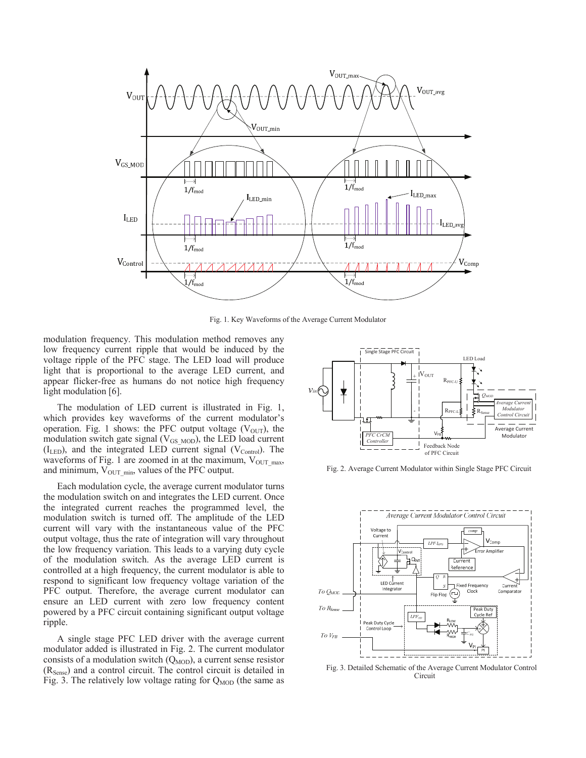Fig. 1. Key Waveforms of the Average Current Modulator

modulation frequency. This modulation method removes any low frequency current ripple that would be induced by the voltage ripple of the PFC stage. The LED load will produce light that is proportional to the average LED current, and appear flicker-free as humans do not notice high frequency light modulation [6].

The modulation of LED current is illustrated in Fig. 1, which provides key waveforms of the current modulator's operation. Fig. 1 shows: the PFC output voltage ($V_{OUT}$), the modulation switch gate signal ($V_{GS\_MOD}$), the LED load current ($I_{LED}$), and the integrated LED current signal ($V_{Control}$). The waveforms of Fig. 1 are zoomed in at the maximum, $V_{OUT\_max}$, and minimum, $V_{OUT\_min}$, values of the PFC output.

Each modulation cycle, the average current modulator turns the modulation switch on and integrates the LED current. Once the integrated current reaches the programmed level, the modulation switch is turned off. The amplitude of the LED current will vary with the instantaneous value of the PFC output voltage, thus the rate of integration will vary throughout the low frequency variation. This leads to a varying duty cycle of the modulation switch. As the average LED current is controlled at a high frequency, the current modulator is able to respond to significant low frequency voltage variation of the PFC output. Therefore, the average current modulator can ensure an LED current with zero low frequency content powered by a PFC circuit containing significant output voltage ripple.

A single stage PFC LED driver with the average current modulator added is illustrated in Fig. 2. The current modulator consists of a modulation switch ($Q_{MOD}$), a current sense resistor ($R_{Sense}$) and a control circuit. The control circuit is detailed in Fig. 3. The relatively low voltage rating for $Q_{MOD}$ (the same as

Fig. 2. Average Current Modulator within Single Stage PFC Circuit

Fig. 3. Detailed Schematic of the Average Current Modulator Control Circuit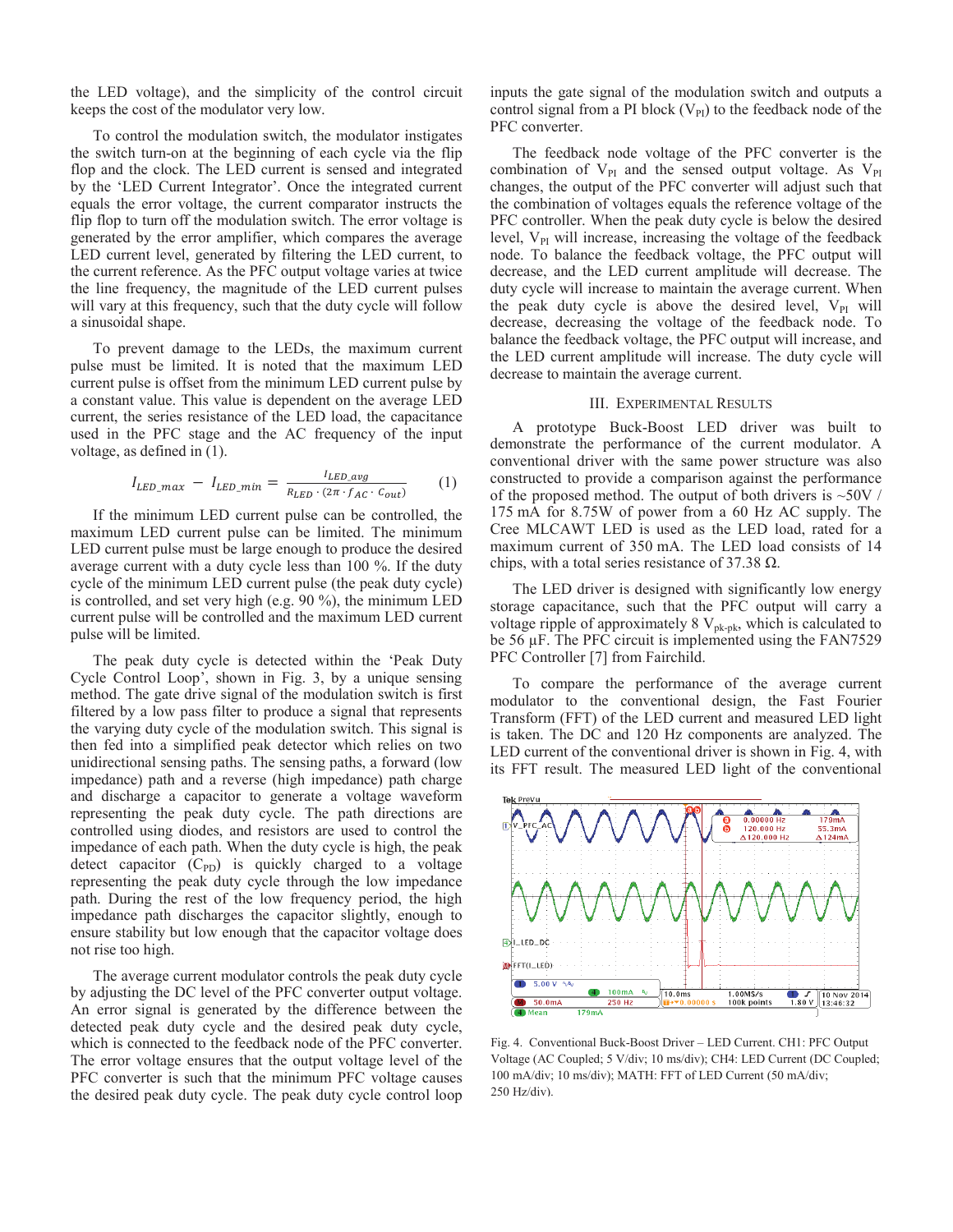the LED voltage), and the simplicity of the control circuit keeps the cost of the modulator very low.

To control the modulation switch, the modulator instigates the switch turn-on at the beginning of each cycle via the flip flop and the clock. The LED current is sensed and integrated by the 'LED Current Integrator'. Once the integrated current equals the error voltage, the current comparator instructs the flip flop to turn off the modulation switch. The error voltage is generated by the error amplifier, which compares the average LED current level, generated by filtering the LED current, to the current reference. As the PFC output voltage varies at twice the line frequency, the magnitude of the LED current pulses will vary at this frequency, such that the duty cycle will follow a sinusoidal shape.

To prevent damage to the LEDs, the maximum current pulse must be limited. It is noted that the maximum LED current pulse is offset from the minimum LED current pulse by a constant value. This value is dependent on the average LED current, the series resistance of the LED load, the capacitance used in the PFC stage and the AC frequency of the input voltage, as defined in (1).

$$I_{LED\_max} - I_{LED\_min} = \frac{I_{LED\_avg}}{R_{LED} \cdot (2\pi \cdot f_{AC} \cdot C_{out})} \qquad (1)$$

If the minimum LED current pulse can be controlled, the maximum LED current pulse can be limited. The minimum LED current pulse must be large enough to produce the desired average current with a duty cycle less than 100 %. If the duty cycle of the minimum LED current pulse (the peak duty cycle) is controlled, and set very high (e.g. 90 %), the minimum LED current pulse will be controlled and the maximum LED current pulse will be limited.

The peak duty cycle is detected within the 'Peak Duty Cycle Control Loop', shown in Fig. 3, by a unique sensing method. The gate drive signal of the modulation switch is first filtered by a low pass filter to produce a signal that represents the varying duty cycle of the modulation switch. This signal is then fed into a simplified peak detector which relies on two unidirectional sensing paths. The sensing paths, a forward (low impedance) path and a reverse (high impedance) path charge and discharge a capacitor to generate a voltage waveform representing the peak duty cycle. The path directions are controlled using diodes, and resistors are used to control the impedance of each path. When the duty cycle is high, the peak detect capacitor ($C_{PD}$) is quickly charged to a voltage representing the peak duty cycle through the low impedance path. During the rest of the low frequency period, the high impedance path discharges the capacitor slightly, enough to ensure stability but low enough that the capacitor voltage does not rise too high.

The average current modulator controls the peak duty cycle by adjusting the DC level of the PFC converter output voltage. An error signal is generated by the difference between the detected peak duty cycle and the desired peak duty cycle, which is connected to the feedback node of the PFC converter. The error voltage ensures that the output voltage level of the PFC converter is such that the minimum PFC voltage causes the desired peak duty cycle. The peak duty cycle control loop inputs the gate signal of the modulation switch and outputs a control signal from a PI block ($V_{PI}$) to the feedback node of the PFC converter.

The feedback node voltage of the PFC converter is the combination of $V_{PI}$ and the sensed output voltage. As $V_{PI}$ changes, the output of the PFC converter will adjust such that the combination of voltages equals the reference voltage of the PFC controller. When the peak duty cycle is below the desired level, $V_{PI}$ will increase, increasing the voltage of the feedback node. To balance the feedback voltage, the PFC output will decrease, and the LED current amplitude will decrease. The duty cycle will increase to maintain the average current. When the peak duty cycle is above the desired level, $V_{PI}$ will decrease, decreasing the voltage of the feedback node. To balance the feedback voltage, the PFC output will increase, and the LED current amplitude will increase. The duty cycle will decrease to maintain the average current.

## III. Experimental Results

A prototype Buck-Boost LED driver was built to demonstrate the performance of the current modulator. A conventional driver with the same power structure was also constructed to provide a comparison against the performance of the proposed method. The output of both drivers is ~50V / 175 mA for 8.75W of power from a 60 Hz AC supply. The Cree MLCAWT LED is used as the LED load, rated for a maximum current of 350 mA. The LED load consists of 14 chips, with a total series resistance of 37.38 Ω.

The LED driver is designed with significantly low energy storage capacitance, such that the PFC output will carry a voltage ripple of approximately 8 $V_{pk\text{-}pk}$, which is calculated to be 56 µF. The PFC circuit is implemented using the FAN7529 PFC Controller [7] from Fairchild.

To compare the performance of the average current modulator to the conventional design, the Fast Fourier Transform (FFT) of the LED current and measured LED light is taken. The DC and 120 Hz components are analyzed. The LED current of the conventional driver is shown in Fig. 4, with its FFT result. The measured LED light of the conventional

Fig. 4. Conventional Buck-Boost Driver – LED Current. CH1: PFC Output Voltage (AC Coupled; 5 V/div; 10 ms/div); CH4: LED Current (DC Coupled; 100 mA/div; 10 ms/div); MATH: FFT of LED Current (50 mA/div; 250 Hz/div).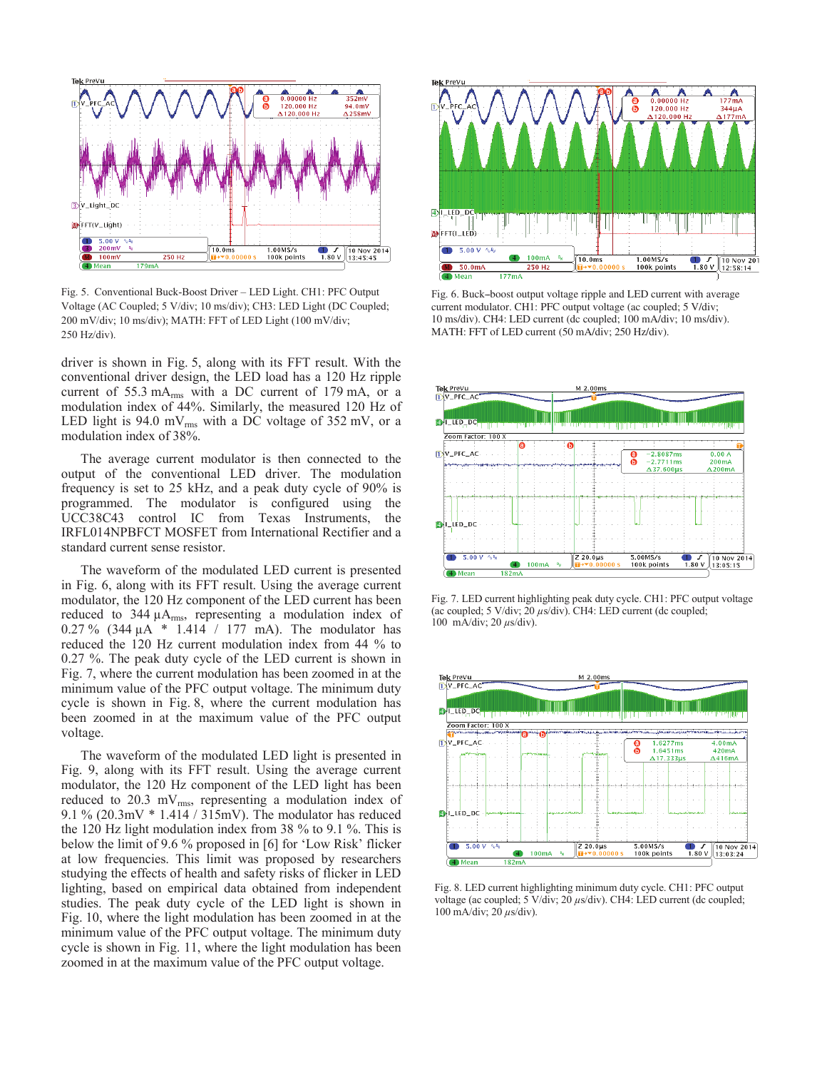Fig. 5. Conventional Buck-Boost Driver – LED Light. CH1: PFC Output Voltage (AC Coupled; 5 V/div; 10 ms/div); CH3: LED Light (DC Coupled; 200 mV/div; 10 ms/div); MATH: FFT of LED Light (100 mV/div; 250 Hz/div).

driver is shown in Fig. 5, along with its FFT result. With the conventional driver design, the LED load has a 120 Hz ripple current of 55.3 $mA_{rms}$ with a DC current of 179 mA, or a modulation index of 44%. Similarly, the measured 120 Hz of LED light is 94.0 $mV_{rms}$ with a DC voltage of 352 mV, or a modulation index of 38%.

The average current modulator is then connected to the output of the conventional LED driver. The modulation frequency is set to 25 kHz, and a peak duty cycle of 90% is programmed. The modulator is configured using the UCC38C43 control IC from Texas Instruments, the IRFL014NPBFCT MOSFET from International Rectifier and a standard current sense resistor.

The waveform of the modulated LED current is presented in Fig. 6, along with its FFT result. Using the average current modulator, the 120 Hz component of the LED current has been reduced to 344 $\mu A_{rms}$, representing a modulation index of 0.27 % (344 µA * 1.414 / 177 mA). The modulator has reduced the 120 Hz current modulation index from 44 % to 0.27 %. The peak duty cycle of the LED current is shown in Fig. 7, where the current modulation has been zoomed in at the minimum value of the PFC output voltage. The minimum duty cycle is shown in Fig. 8, where the current modulation has been zoomed in at the maximum value of the PFC output voltage.

The waveform of the modulated LED light is presented in Fig. 9, along with its FFT result. Using the average current modulator, the 120 Hz component of the LED light has been reduced to 20.3 $mV_{rms}$, representing a modulation index of 9.1 % (20.3mV * 1.414 / 315mV). The modulator has reduced the 120 Hz light modulation index from 38 % to 9.1 %. This is below the limit of 9.6 % proposed in [6] for 'Low Risk' flicker at low frequencies. This limit was proposed by researchers studying the effects of health and safety risks of flicker in LED lighting, based on empirical data obtained from independent studies. The peak duty cycle of the LED light is shown in Fig. 10, where the light modulation has been zoomed in at the minimum value of the PFC output voltage. The minimum duty cycle is shown in Fig. 11, where the light modulation has been zoomed in at the maximum value of the PFC output voltage.

Fig. 6. Buck–boost output voltage ripple and LED current with average current modulator. CH1: PFC output voltage (ac coupled; 5 V/div; 10 ms/div). CH4: LED current (dc coupled; 100 mA/div; 10 ms/div). MATH: FFT of LED current (50 mA/div; 250 Hz/div).

Fig. 7. LED current highlighting peak duty cycle. CH1: PFC output voltage (ac coupled; 5 V/div; 20 $\mu$s/div). CH4: LED current (dc coupled; 100 mA/div; 20 $\mu$s/div).

Fig. 8. LED current highlighting minimum duty cycle. CH1: PFC output voltage (ac coupled; 5 V/div; 20 $\mu$s/div). CH4: LED current (dc coupled; 100 mA/div; 20 $\mu$s/div).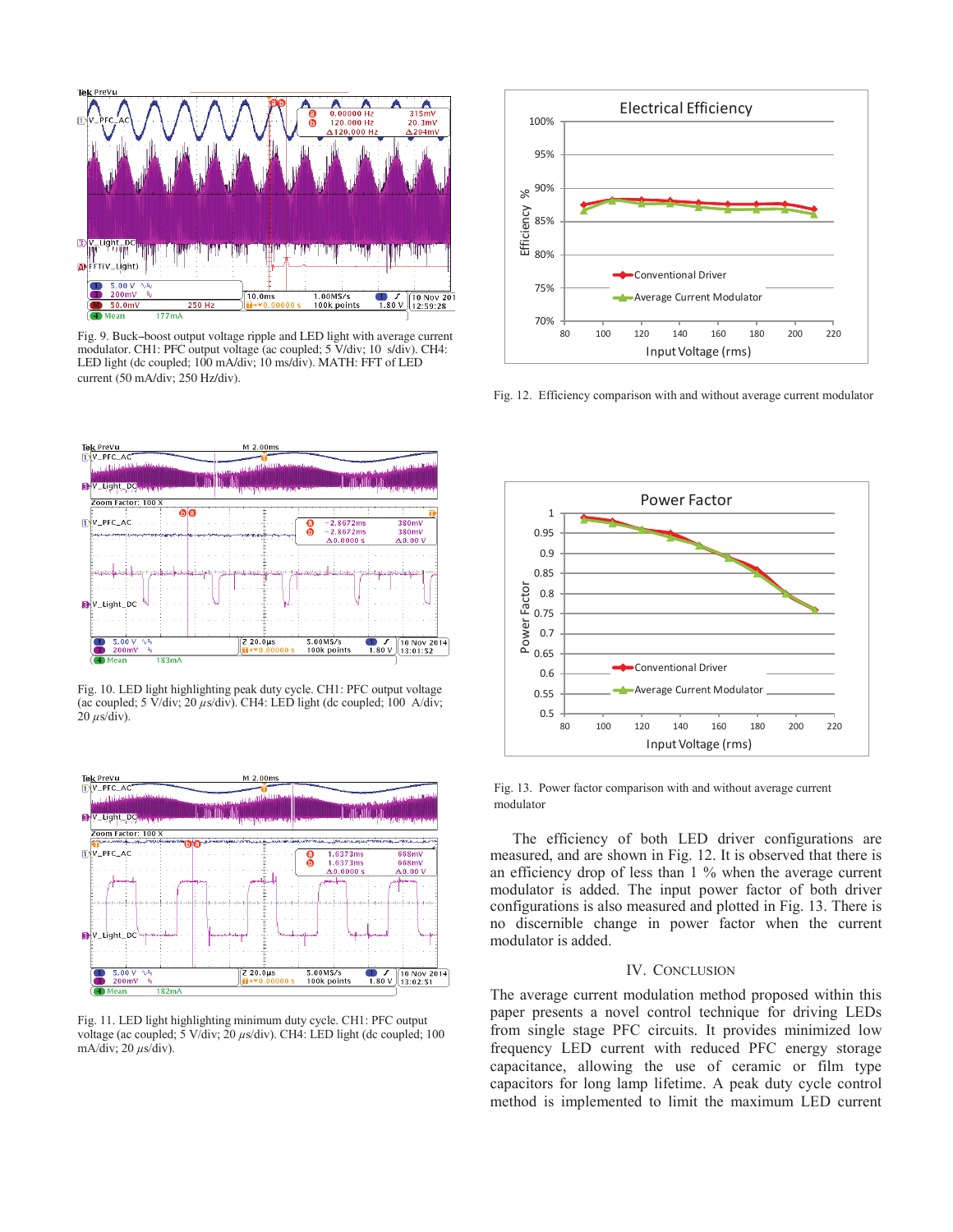Fig. 9. Buck–boost output voltage ripple and LED light with average current modulator. CH1: PFC output voltage (ac coupled; 5 V/div; 10 s/div). CH4: LED light (dc coupled; 100 mA/div; 10 ms/div). MATH: FFT of LED current (50 mA/div; 250 Hz/div).

Fig. 10. LED light highlighting peak duty cycle. CH1: PFC output voltage (ac coupled; 5 V/div; 20 $\mu$s/div). CH4: LED light (dc coupled; 100 A/div; 20 $\mu$s/div).

Fig. 11. LED light highlighting minimum duty cycle. CH1: PFC output voltage (ac coupled; 5 V/div; 20 $\mu$s/div). CH4: LED light (dc coupled; 100 mA/div; 20 $\mu$s/div).

Fig. 12. Efficiency comparison with and without average current modulator

Fig. 13. Power factor comparison with and without average current modulator

The efficiency of both LED driver configurations are measured, and are shown in Fig. 12. It is observed that there is an efficiency drop of less than 1 % when the average current modulator is added. The input power factor of both driver configurations is also measured and plotted in Fig. 13. There is no discernible change in power factor when the current modulator is added.

## IV. Conclusion

The average current modulation method proposed within this paper presents a novel control technique for driving LEDs from single stage PFC circuits. It provides minimized low frequency LED current with reduced PFC energy storage capacitance, allowing the use of ceramic or film type capacitors for long lamp lifetime. A peak duty cycle control method is implemented to limit the maximum LED current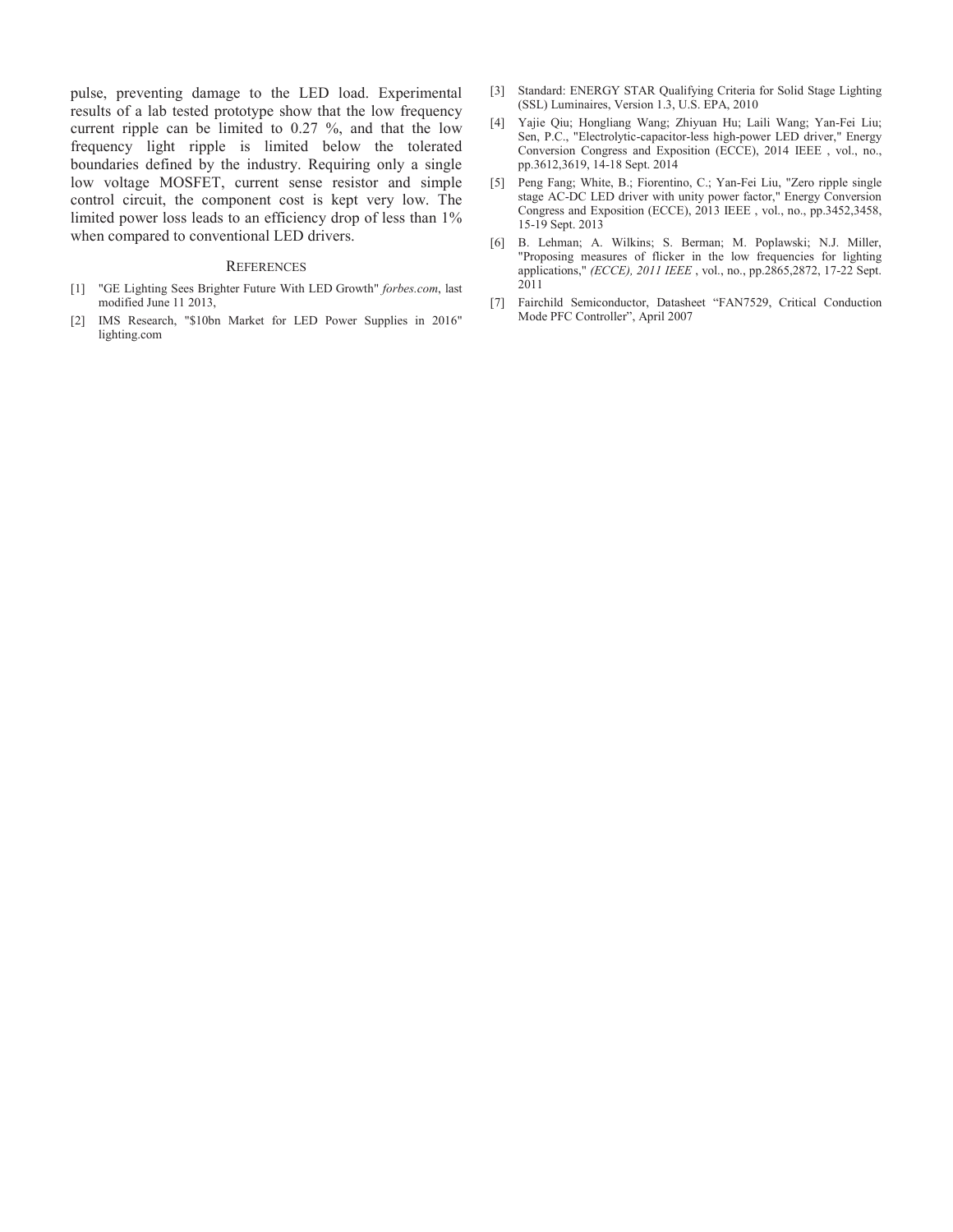pulse, preventing damage to the LED load. Experimental results of a lab tested prototype show that the low frequency current ripple can be limited to 0.27 %, and that the low frequency light ripple is limited below the tolerated boundaries defined by the industry. Requiring only a single low voltage MOSFET, current sense resistor and simple control circuit, the component cost is kept very low. The limited power loss leads to an efficiency drop of less than 1% when compared to conventional LED drivers.

## REFERENCES

[1] "GE Lighting Sees Brighter Future With LED Growth" *forbes.com*, last modified June 11 2013,

[2] IMS Research, "$10bn Market for LED Power Supplies in 2016" lighting.com

[3] Standard: ENERGY STAR Qualifying Criteria for Solid Stage Lighting (SSL) Luminaires, Version 1.3, U.S. EPA, 2010

[4] Yajie Qiu; Hongliang Wang; Zhiyuan Hu; Laili Wang; Yan-Fei Liu; Sen, P.C., "Electrolytic-capacitor-less high-power LED driver," Energy Conversion Congress and Exposition (ECCE), 2014 IEEE , vol., no., pp.3612,3619, 14-18 Sept. 2014

[5] Peng Fang; White, B.; Fiorentino, C.; Yan-Fei Liu, "Zero ripple single stage AC-DC LED driver with unity power factor," Energy Conversion Congress and Exposition (ECCE), 2013 IEEE , vol., no., pp.3452,3458, 15-19 Sept. 2013

[6] B. Lehman; A. Wilkins; S. Berman; M. Poplawski; N.J. Miller, "Proposing measures of flicker in the low frequencies for lighting applications," *(ECCE), 2011 IEEE* , vol., no., pp.2865,2872, 17-22 Sept. 2011

[7] Fairchild Semiconductor, Datasheet "FAN7529, Critical Conduction Mode PFC Controller", April 2007